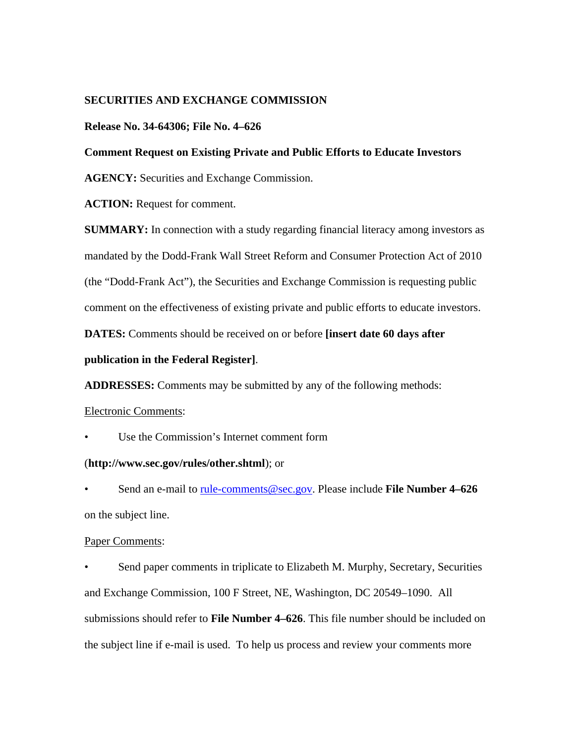**SECURITIES AND EXCHANGE COMMISSION**

**Release No. 34-64306; File No. 4–626**

**Comment Request on Existing Private and Public Efforts to Educate Investors**

**AGENCY:** Securities and Exchange Commission.

**ACTION:** Request for comment.

**SUMMARY:** In connection with a study regarding financial literacy among investors as mandated by the Dodd-Frank Wall Street Reform and Consumer Protection Act of 2010 (the "Dodd-Frank Act"), the Securities and Exchange Commission is requesting public comment on the effectiveness of existing private and public efforts to educate investors.

**DATES:** Comments should be received on or before **[insert date 60 days after publication in the Federal Register]**.

**ADDRESSES:** Comments may be submitted by any of the following methods:

Electronic Comments:

- Use the Commission's Internet comment form (**http://www.sec.gov/rules/other.shtml**); or
- Send an e-mail to rule-comments@sec.gov. Please include **File Number 4–626** on the subject line.

Paper Comments:

- Send paper comments in triplicate to Elizabeth M. Murphy, Secretary, Securities and Exchange Commission, 100 F Street, NE, Washington, DC 20549–1090. All submissions should refer to **File Number 4–626**. This file number should be included on the subject line if e-mail is used. To help us process and review your comments more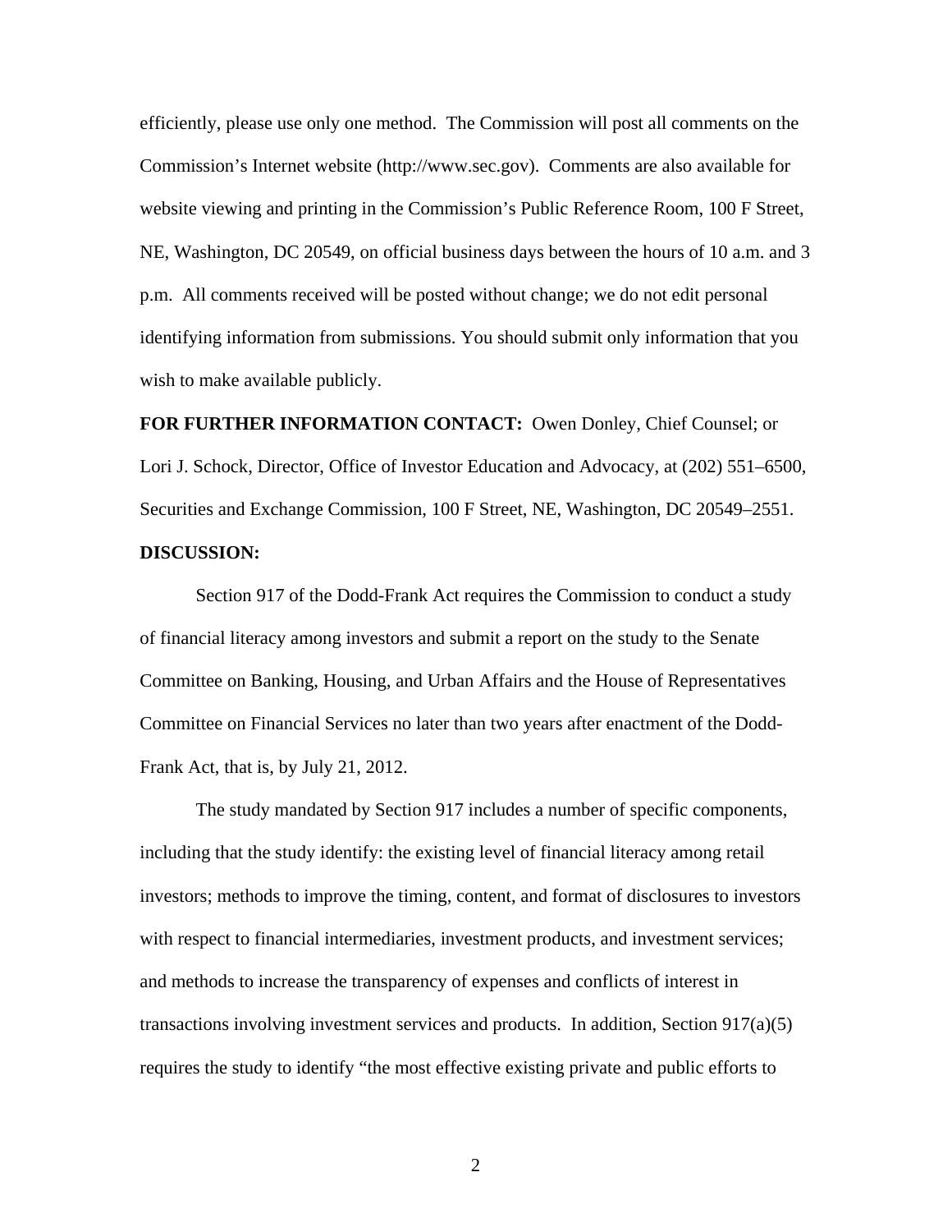efficiently, please use only one method. The Commission will post all comments on the Commission's Internet website (http://www.sec.gov). Comments are also available for website viewing and printing in the Commission's Public Reference Room, 100 F Street, NE, Washington, DC 20549, on official business days between the hours of 10 a.m. and 3 p.m. All comments received will be posted without change; we do not edit personal identifying information from submissions. You should submit only information that you wish to make available publicly.

**FOR FURTHER INFORMATION CONTACT:** Owen Donley, Chief Counsel; or Lori J. Schock, Director, Office of Investor Education and Advocacy, at (202) 551–6500, Securities and Exchange Commission, 100 F Street, NE, Washington, DC 20549–2551.

**DISCUSSION:**

Section 917 of the Dodd-Frank Act requires the Commission to conduct a study of financial literacy among investors and submit a report on the study to the Senate Committee on Banking, Housing, and Urban Affairs and the House of Representatives Committee on Financial Services no later than two years after enactment of the Dodd-Frank Act, that is, by July 21, 2012.

The study mandated by Section 917 includes a number of specific components, including that the study identify: the existing level of financial literacy among retail investors; methods to improve the timing, content, and format of disclosures to investors with respect to financial intermediaries, investment products, and investment services; and methods to increase the transparency of expenses and conflicts of interest in transactions involving investment services and products. In addition, Section 917(a)(5) requires the study to identify "the most effective existing private and public efforts to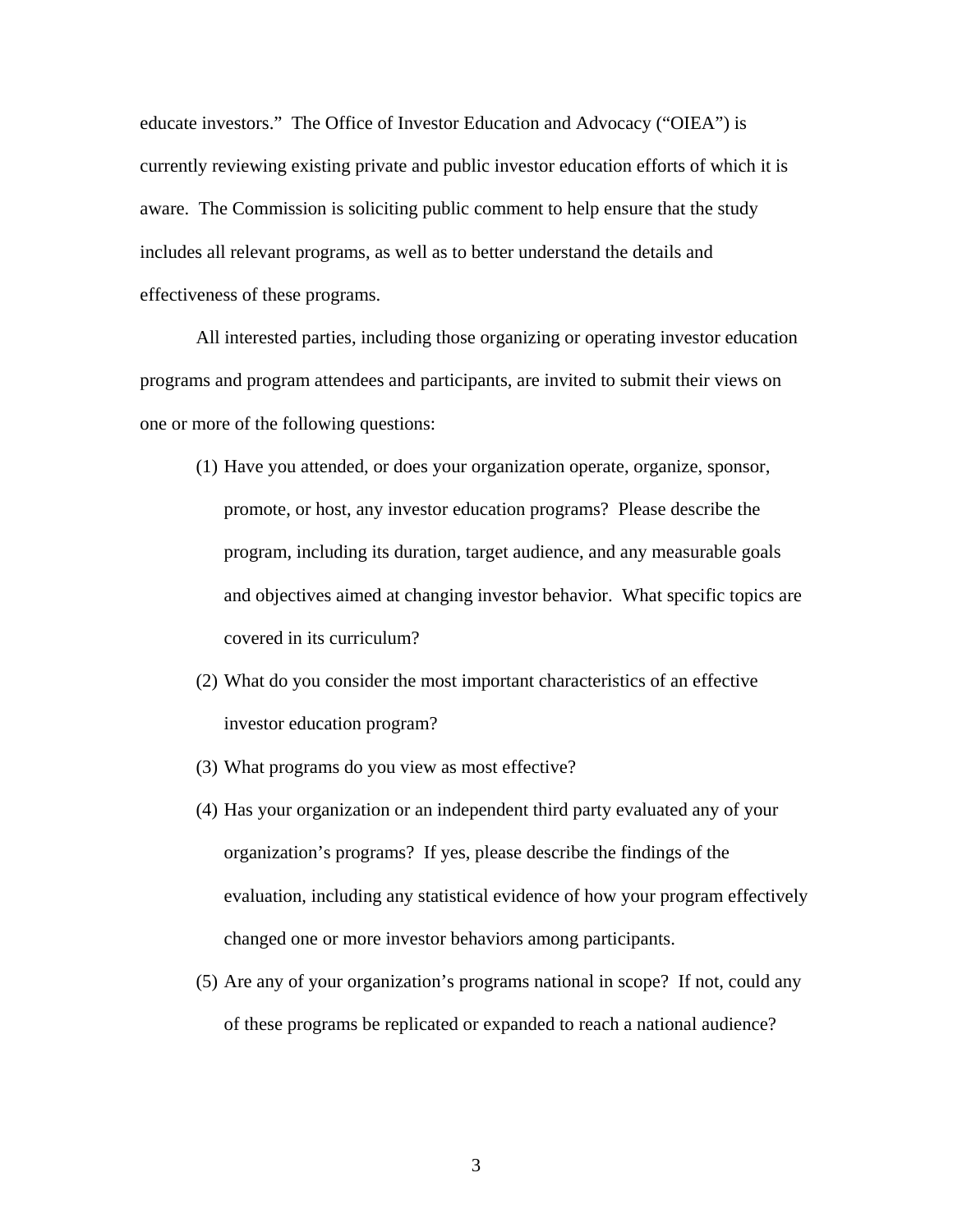educate investors." The Office of Investor Education and Advocacy ("OIEA") is currently reviewing existing private and public investor education efforts of which it is aware. The Commission is soliciting public comment to help ensure that the study includes all relevant programs, as well as to better understand the details and effectiveness of these programs.

All interested parties, including those organizing or operating investor education programs and program attendees and participants, are invited to submit their views on one or more of the following questions:

(1) Have you attended, or does your organization operate, organize, sponsor, promote, or host, any investor education programs? Please describe the program, including its duration, target audience, and any measurable goals and objectives aimed at changing investor behavior. What specific topics are covered in its curriculum?

(2) What do you consider the most important characteristics of an effective investor education program?

(3) What programs do you view as most effective?

(4) Has your organization or an independent third party evaluated any of your organization's programs? If yes, please describe the findings of the evaluation, including any statistical evidence of how your program effectively changed one or more investor behaviors among participants.

(5) Are any of your organization's programs national in scope? If not, could any of these programs be replicated or expanded to reach a national audience?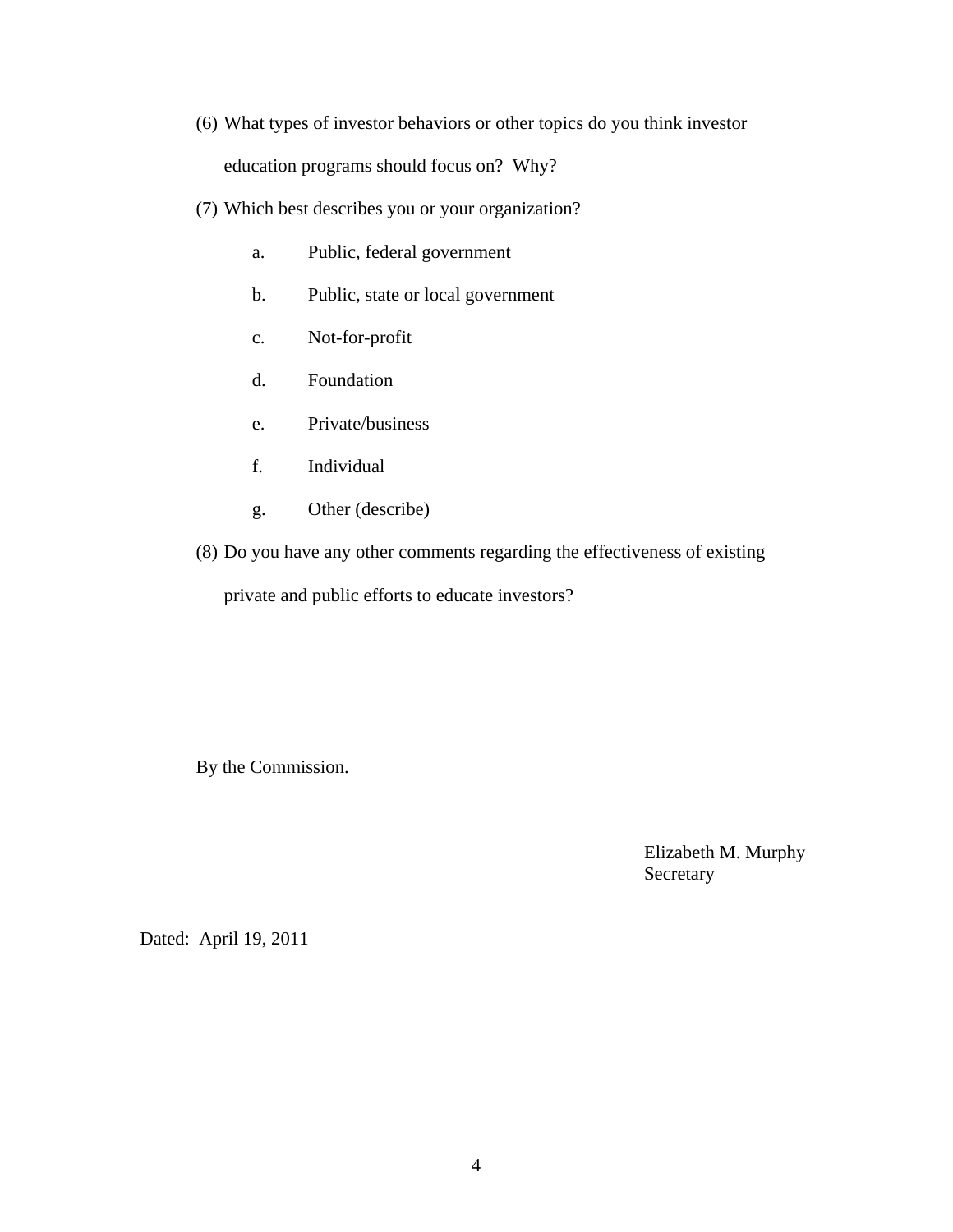(6) What types of investor behaviors or other topics do you think investor education programs should focus on? Why?

(7) Which best describes you or your organization?

   a. Public, federal government

   b. Public, state or local government

   c. Not-for-profit

   d. Foundation

   e. Private/business

   f. Individual

   g. Other (describe)

(8) Do you have any other comments regarding the effectiveness of existing private and public efforts to educate investors?

By the Commission.

Elizabeth M. Murphy
Secretary

Dated: April 19, 2011